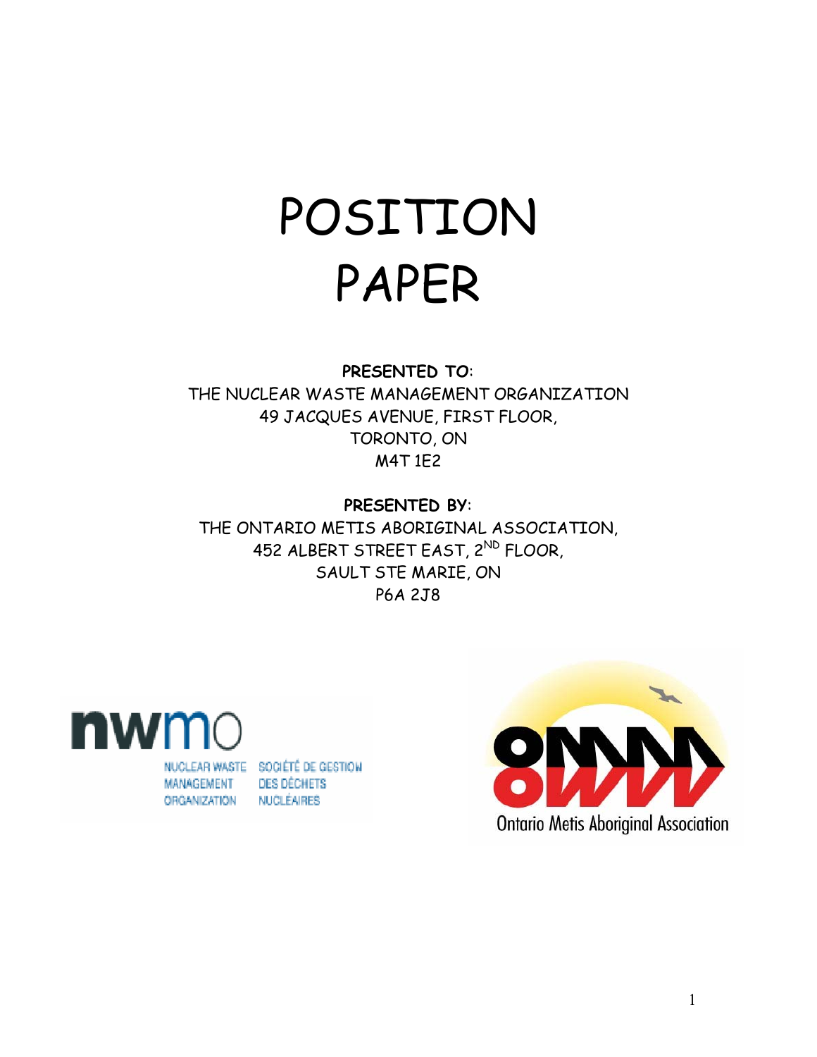# POSITION PAPER

**PRESENTED TO:**
THE NUCLEAR WASTE MANAGEMENT ORGANIZATION
49 JACQUES AVENUE, FIRST FLOOR,
TORONTO, ON
M4T 1E2

**PRESENTED BY:**
THE ONTARIO METIS ABORIGINAL ASSOCIATION,
452 ALBERT STREET EAST, 2ND FLOOR,
SAULT STE MARIE, ON
P6A 2J8

nwmo
NUCLEAR WASTE MANAGEMENT ORGANIZATION
SOCIÉTÉ DE GESTION DES DÉCHETS NUCLÉAIRES

Ontario Metis Aboriginal Association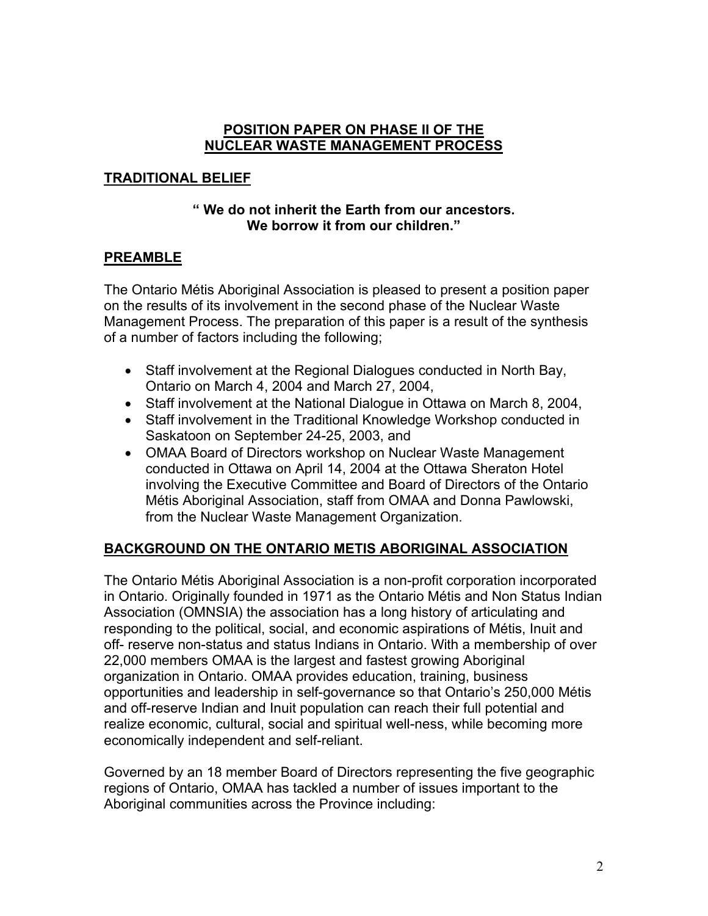# POSITION PAPER ON PHASE II OF THE NUCLEAR WASTE MANAGEMENT PROCESS

## TRADITIONAL BELIEF

> **" We do not inherit the Earth from our ancestors.**
> **We borrow it from our children."**

## PREAMBLE

The Ontario Métis Aboriginal Association is pleased to present a position paper on the results of its involvement in the second phase of the Nuclear Waste Management Process. The preparation of this paper is a result of the synthesis of a number of factors including the following;

- Staff involvement at the Regional Dialogues conducted in North Bay, Ontario on March 4, 2004 and March 27, 2004,
- Staff involvement at the National Dialogue in Ottawa on March 8, 2004,
- Staff involvement in the Traditional Knowledge Workshop conducted in Saskatoon on September 24-25, 2003, and
- OMAA Board of Directors workshop on Nuclear Waste Management conducted in Ottawa on April 14, 2004 at the Ottawa Sheraton Hotel involving the Executive Committee and Board of Directors of the Ontario Métis Aboriginal Association, staff from OMAA and Donna Pawlowski, from the Nuclear Waste Management Organization.

## BACKGROUND ON THE ONTARIO METIS ABORIGINAL ASSOCIATION

The Ontario Métis Aboriginal Association is a non-profit corporation incorporated in Ontario. Originally founded in 1971 as the Ontario Métis and Non Status Indian Association (OMNSIA) the association has a long history of articulating and responding to the political, social, and economic aspirations of Métis, Inuit and off- reserve non-status and status Indians in Ontario. With a membership of over 22,000 members OMAA is the largest and fastest growing Aboriginal organization in Ontario. OMAA provides education, training, business opportunities and leadership in self-governance so that Ontario's 250,000 Métis and off-reserve Indian and Inuit population can reach their full potential and realize economic, cultural, social and spiritual well-ness, while becoming more economically independent and self-reliant.

Governed by an 18 member Board of Directors representing the five geographic regions of Ontario, OMAA has tackled a number of issues important to the Aboriginal communities across the Province including: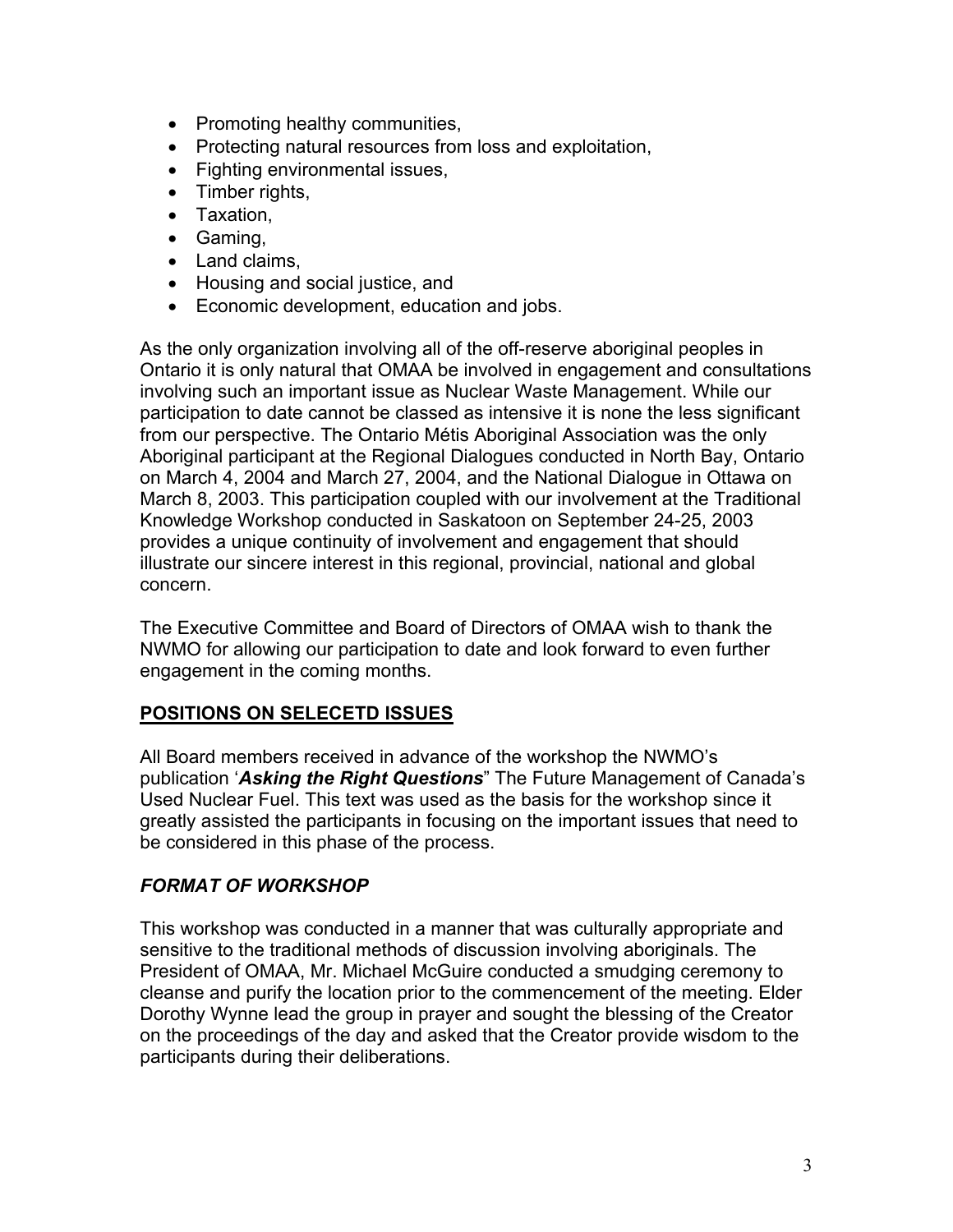- Promoting healthy communities,
- Protecting natural resources from loss and exploitation,
- Fighting environmental issues,
- Timber rights,
- Taxation,
- Gaming,
- Land claims,
- Housing and social justice, and
- Economic development, education and jobs.

As the only organization involving all of the off-reserve aboriginal peoples in Ontario it is only natural that OMAA be involved in engagement and consultations involving such an important issue as Nuclear Waste Management. While our participation to date cannot be classed as intensive it is none the less significant from our perspective. The Ontario Métis Aboriginal Association was the only Aboriginal participant at the Regional Dialogues conducted in North Bay, Ontario on March 4, 2004 and March 27, 2004, and the National Dialogue in Ottawa on March 8, 2003. This participation coupled with our involvement at the Traditional Knowledge Workshop conducted in Saskatoon on September 24-25, 2003 provides a unique continuity of involvement and engagement that should illustrate our sincere interest in this regional, provincial, national and global concern.

The Executive Committee and Board of Directors of OMAA wish to thank the NWMO for allowing our participation to date and look forward to even further engagement in the coming months.

## POSITIONS ON SELECETD ISSUES

All Board members received in advance of the workshop the NWMO's publication '***Asking the Right Questions***" The Future Management of Canada's Used Nuclear Fuel. This text was used as the basis for the workshop since it greatly assisted the participants in focusing on the important issues that need to be considered in this phase of the process.

### *FORMAT OF WORKSHOP*

This workshop was conducted in a manner that was culturally appropriate and sensitive to the traditional methods of discussion involving aboriginals. The President of OMAA, Mr. Michael McGuire conducted a smudging ceremony to cleanse and purify the location prior to the commencement of the meeting. Elder Dorothy Wynne lead the group in prayer and sought the blessing of the Creator on the proceedings of the day and asked that the Creator provide wisdom to the participants during their deliberations.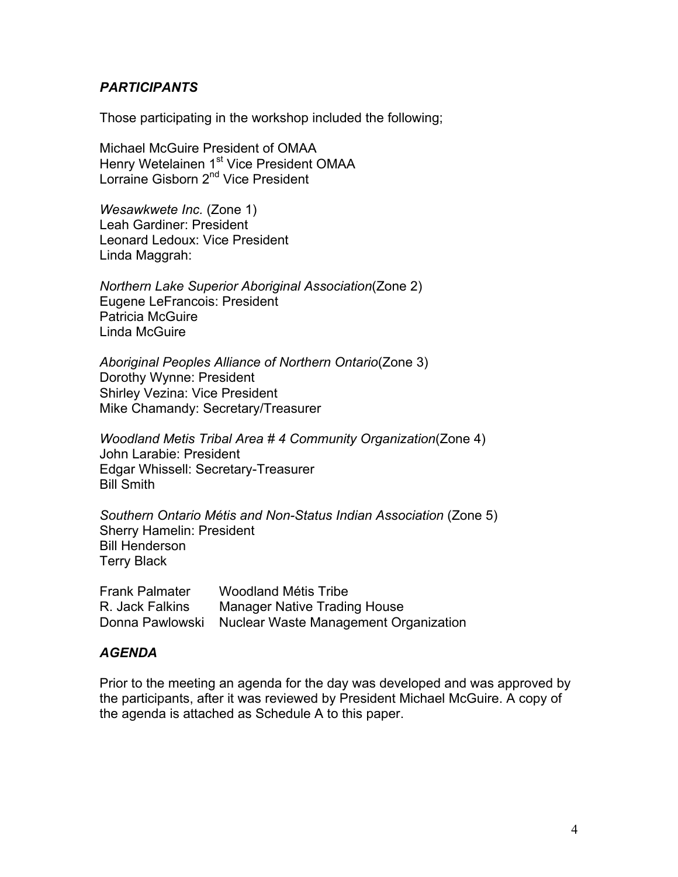### *PARTICIPANTS*

Those participating in the workshop included the following;

Michael McGuire President of OMAA
Henry Wetelainen 1st Vice President OMAA
Lorraine Gisborn 2nd Vice President

*Wesawkwete Inc.* (Zone 1)
Leah Gardiner: President
Leonard Ledoux: Vice President
Linda Maggrah:

*Northern Lake Superior Aboriginal Association*(Zone 2)
Eugene LeFrancois: President
Patricia McGuire
Linda McGuire

*Aboriginal Peoples Alliance of Northern Ontario*(Zone 3)
Dorothy Wynne: President
Shirley Vezina: Vice President
Mike Chamandy: Secretary/Treasurer

*Woodland Metis Tribal Area # 4 Community Organization*(Zone 4)
John Larabie: President
Edgar Whissell: Secretary-Treasurer
Bill Smith

*Southern Ontario Métis and Non-Status Indian Association* (Zone 5)
Sherry Hamelin: President
Bill Henderson
Terry Black

| | |
|---|---|
| Frank Palmater | Woodland Métis Tribe |
| R. Jack Falkins | Manager Native Trading House |
| Donna Pawlowski | Nuclear Waste Management Organization |

### *AGENDA*

Prior to the meeting an agenda for the day was developed and was approved by the participants, after it was reviewed by President Michael McGuire. A copy of the agenda is attached as Schedule A to this paper.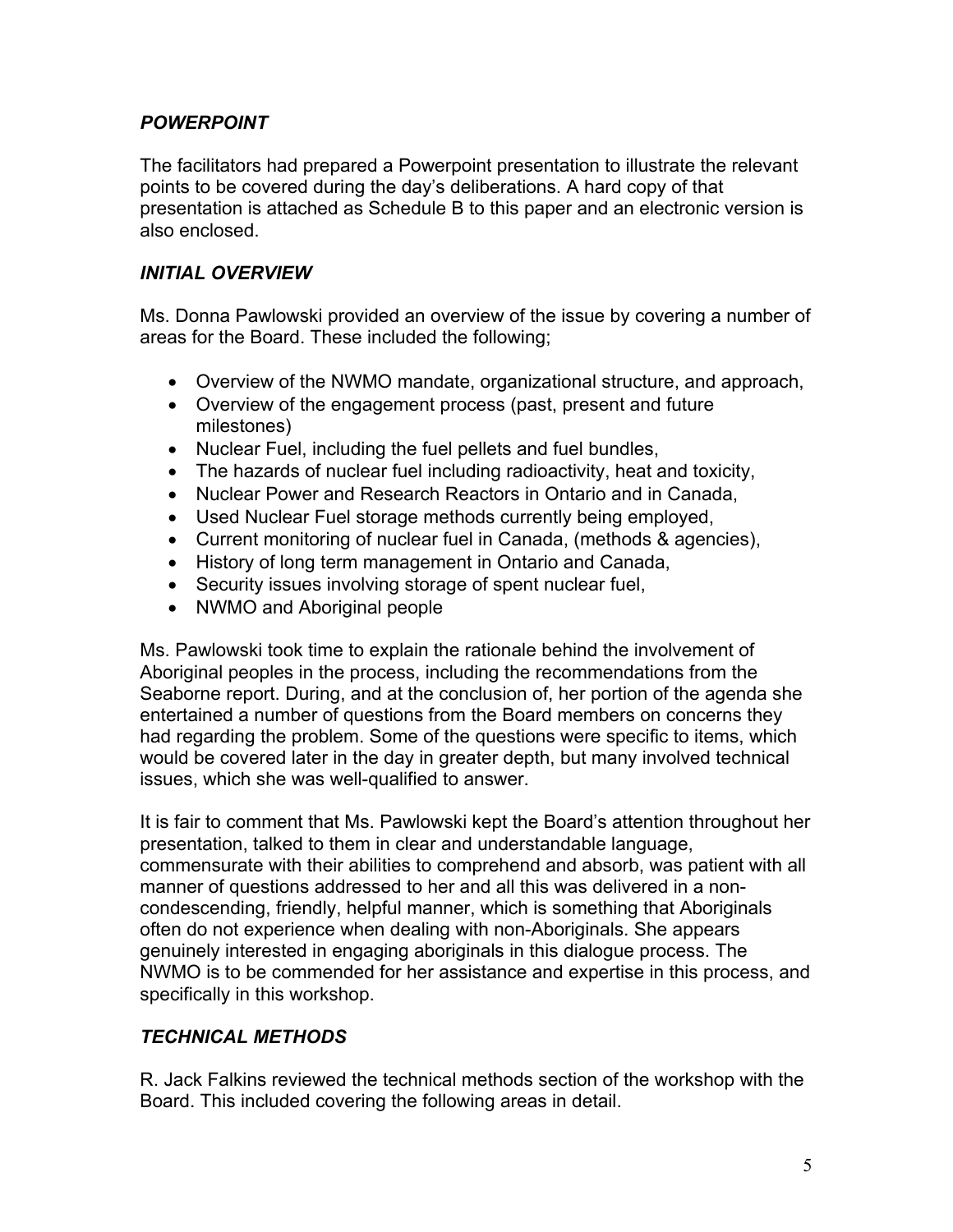### *POWERPOINT*

The facilitators had prepared a Powerpoint presentation to illustrate the relevant points to be covered during the day's deliberations. A hard copy of that presentation is attached as Schedule B to this paper and an electronic version is also enclosed.

### *INITIAL OVERVIEW*

Ms. Donna Pawlowski provided an overview of the issue by covering a number of areas for the Board. These included the following;

- Overview of the NWMO mandate, organizational structure, and approach,
- Overview of the engagement process (past, present and future milestones)
- Nuclear Fuel, including the fuel pellets and fuel bundles,
- The hazards of nuclear fuel including radioactivity, heat and toxicity,
- Nuclear Power and Research Reactors in Ontario and in Canada,
- Used Nuclear Fuel storage methods currently being employed,
- Current monitoring of nuclear fuel in Canada, (methods & agencies),
- History of long term management in Ontario and Canada,
- Security issues involving storage of spent nuclear fuel,
- NWMO and Aboriginal people

Ms. Pawlowski took time to explain the rationale behind the involvement of Aboriginal peoples in the process, including the recommendations from the Seaborne report. During, and at the conclusion of, her portion of the agenda she entertained a number of questions from the Board members on concerns they had regarding the problem. Some of the questions were specific to items, which would be covered later in the day in greater depth, but many involved technical issues, which she was well-qualified to answer.

It is fair to comment that Ms. Pawlowski kept the Board's attention throughout her presentation, talked to them in clear and understandable language, commensurate with their abilities to comprehend and absorb, was patient with all manner of questions addressed to her and all this was delivered in a non-condescending, friendly, helpful manner, which is something that Aboriginals often do not experience when dealing with non-Aboriginals. She appears genuinely interested in engaging aboriginals in this dialogue process. The NWMO is to be commended for her assistance and expertise in this process, and specifically in this workshop.

### *TECHNICAL METHODS*

R. Jack Falkins reviewed the technical methods section of the workshop with the Board. This included covering the following areas in detail.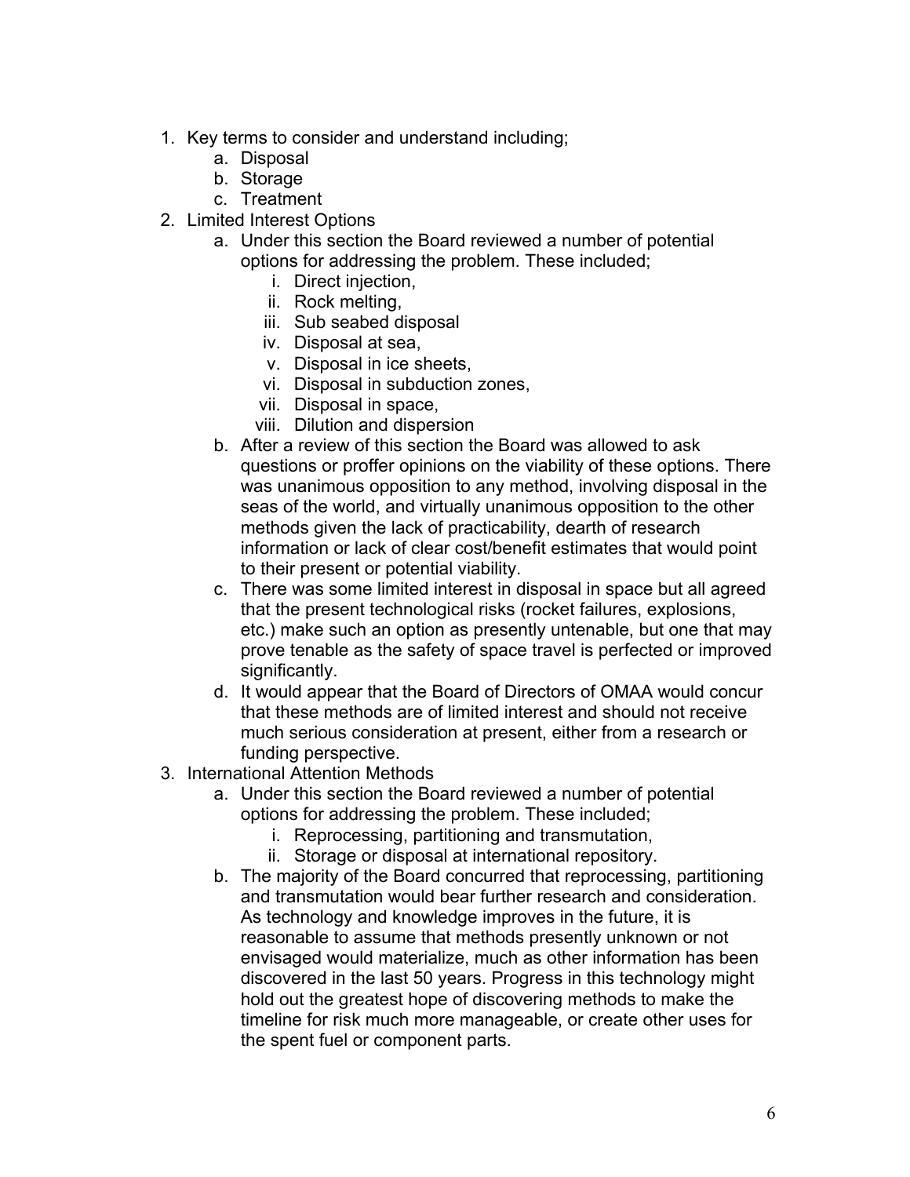1. Key terms to consider and understand including;
    a. Disposal
    b. Storage
    c. Treatment
2. Limited Interest Options
    a. Under this section the Board reviewed a number of potential options for addressing the problem. These included;
        i. Direct injection,
        ii. Rock melting,
        iii. Sub seabed disposal
        iv. Disposal at sea,
        v. Disposal in ice sheets,
        vi. Disposal in subduction zones,
        vii. Disposal in space,
        viii. Dilution and dispersion
    b. After a review of this section the Board was allowed to ask questions or proffer opinions on the viability of these options. There was unanimous opposition to any method, involving disposal in the seas of the world, and virtually unanimous opposition to the other methods given the lack of practicability, dearth of research information or lack of clear cost/benefit estimates that would point to their present or potential viability.
    c. There was some limited interest in disposal in space but all agreed that the present technological risks (rocket failures, explosions, etc.) make such an option as presently untenable, but one that may prove tenable as the safety of space travel is perfected or improved significantly.
    d. It would appear that the Board of Directors of OMAA would concur that these methods are of limited interest and should not receive much serious consideration at present, either from a research or funding perspective.
3. International Attention Methods
    a. Under this section the Board reviewed a number of potential options for addressing the problem. These included;
        i. Reprocessing, partitioning and transmutation,
        ii. Storage or disposal at international repository.
    b. The majority of the Board concurred that reprocessing, partitioning and transmutation would bear further research and consideration. As technology and knowledge improves in the future, it is reasonable to assume that methods presently unknown or not envisaged would materialize, much as other information has been discovered in the last 50 years. Progress in this technology might hold out the greatest hope of discovering methods to make the timeline for risk much more manageable, or create other uses for the spent fuel or component parts.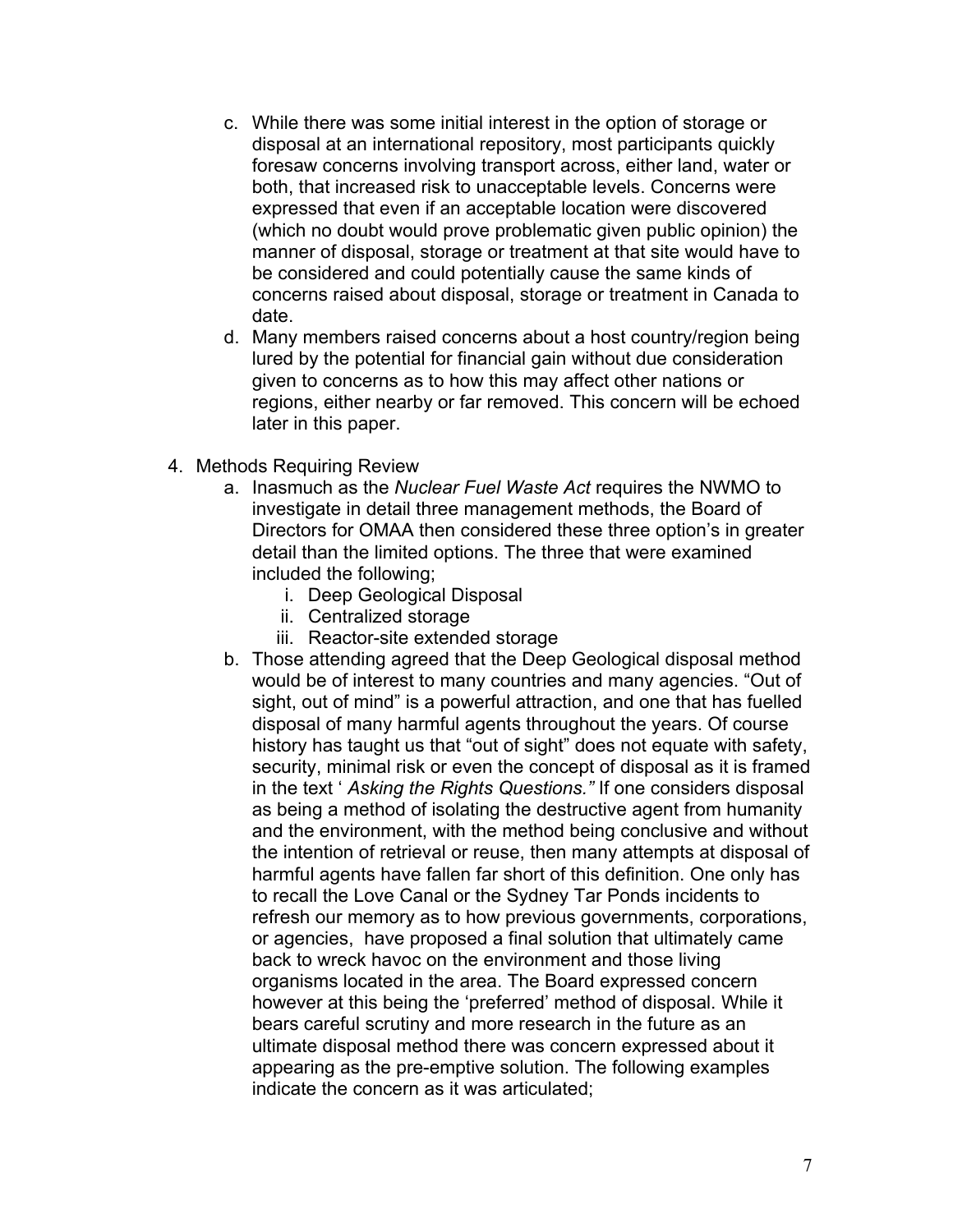c. While there was some initial interest in the option of storage or disposal at an international repository, most participants quickly foresaw concerns involving transport across, either land, water or both, that increased risk to unacceptable levels. Concerns were expressed that even if an acceptable location were discovered (which no doubt would prove problematic given public opinion) the manner of disposal, storage or treatment at that site would have to be considered and could potentially cause the same kinds of concerns raised about disposal, storage or treatment in Canada to date.
d. Many members raised concerns about a host country/region being lured by the potential for financial gain without due consideration given to concerns as to how this may affect other nations or regions, either nearby or far removed. This concern will be echoed later in this paper.

4. Methods Requiring Review
   a. Inasmuch as the *Nuclear Fuel Waste Act* requires the NWMO to investigate in detail three management methods, the Board of Directors for OMAA then considered these three option's in greater detail than the limited options. The three that were examined included the following;
      i. Deep Geological Disposal
      ii. Centralized storage
      iii. Reactor-site extended storage
   b. Those attending agreed that the Deep Geological disposal method would be of interest to many countries and many agencies. "Out of sight, out of mind" is a powerful attraction, and one that has fuelled disposal of many harmful agents throughout the years. Of course history has taught us that "out of sight" does not equate with safety, security, minimal risk or even the concept of disposal as it is framed in the text ' *Asking the Rights Questions."* If one considers disposal as being a method of isolating the destructive agent from humanity and the environment, with the method being conclusive and without the intention of retrieval or reuse, then many attempts at disposal of harmful agents have fallen far short of this definition. One only has to recall the Love Canal or the Sydney Tar Ponds incidents to refresh our memory as to how previous governments, corporations, or agencies, have proposed a final solution that ultimately came back to wreck havoc on the environment and those living organisms located in the area. The Board expressed concern however at this being the 'preferred' method of disposal. While it bears careful scrutiny and more research in the future as an ultimate disposal method there was concern expressed about it appearing as the pre-emptive solution. The following examples indicate the concern as it was articulated;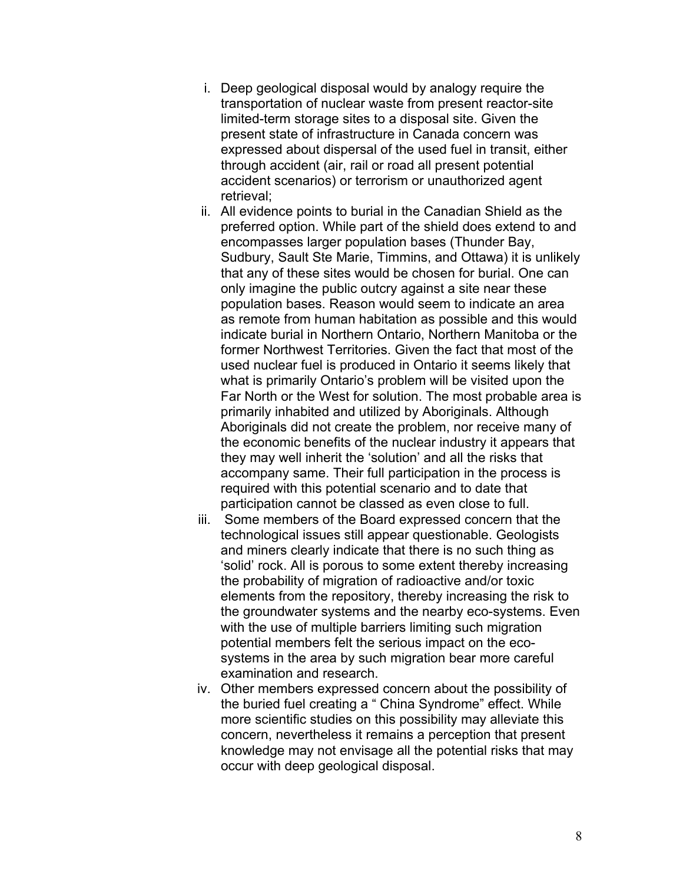i. Deep geological disposal would by analogy require the transportation of nuclear waste from present reactor-site limited-term storage sites to a disposal site. Given the present state of infrastructure in Canada concern was expressed about dispersal of the used fuel in transit, either through accident (air, rail or road all present potential accident scenarios) or terrorism or unauthorized agent retrieval;

ii. All evidence points to burial in the Canadian Shield as the preferred option. While part of the shield does extend to and encompasses larger population bases (Thunder Bay, Sudbury, Sault Ste Marie, Timmins, and Ottawa) it is unlikely that any of these sites would be chosen for burial. One can only imagine the public outcry against a site near these population bases. Reason would seem to indicate an area as remote from human habitation as possible and this would indicate burial in Northern Ontario, Northern Manitoba or the former Northwest Territories. Given the fact that most of the used nuclear fuel is produced in Ontario it seems likely that what is primarily Ontario's problem will be visited upon the Far North or the West for solution. The most probable area is primarily inhabited and utilized by Aboriginals. Although Aboriginals did not create the problem, nor receive many of the economic benefits of the nuclear industry it appears that they may well inherit the 'solution' and all the risks that accompany same. Their full participation in the process is required with this potential scenario and to date that participation cannot be classed as even close to full.

iii. Some members of the Board expressed concern that the technological issues still appear questionable. Geologists and miners clearly indicate that there is no such thing as 'solid' rock. All is porous to some extent thereby increasing the probability of migration of radioactive and/or toxic elements from the repository, thereby increasing the risk to the groundwater systems and the nearby eco-systems. Even with the use of multiple barriers limiting such migration potential members felt the serious impact on the eco-systems in the area by such migration bear more careful examination and research.

iv. Other members expressed concern about the possibility of the buried fuel creating a " China Syndrome" effect. While more scientific studies on this possibility may alleviate this concern, nevertheless it remains a perception that present knowledge may not envisage all the potential risks that may occur with deep geological disposal.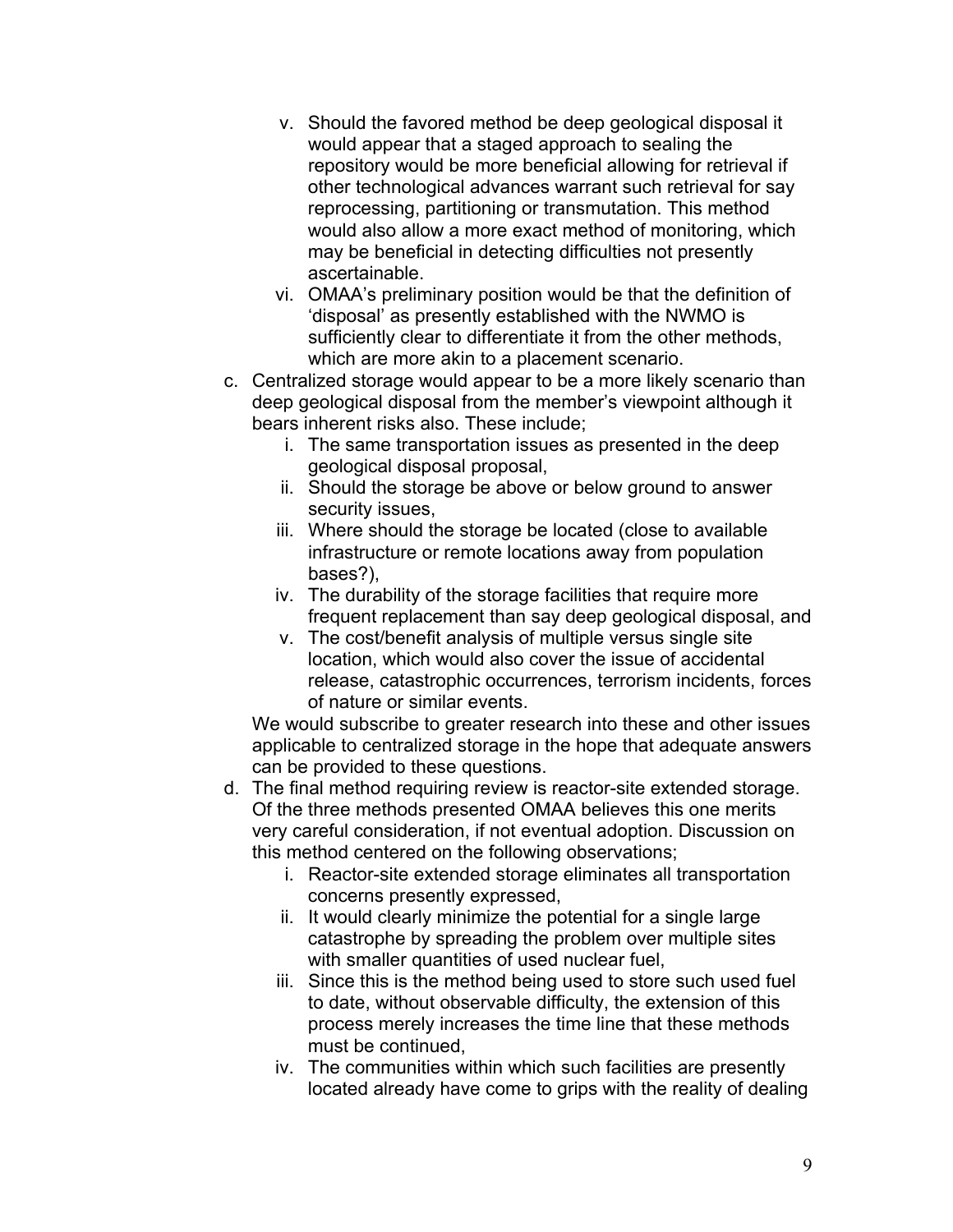v. Should the favored method be deep geological disposal it would appear that a staged approach to sealing the repository would be more beneficial allowing for retrieval if other technological advances warrant such retrieval for say reprocessing, partitioning or transmutation. This method would also allow a more exact method of monitoring, which may be beneficial in detecting difficulties not presently ascertainable.
   vi. OMAA's preliminary position would be that the definition of 'disposal' as presently established with the NWMO is sufficiently clear to differentiate it from the other methods, which are more akin to a placement scenario.

c. Centralized storage would appear to be a more likely scenario than deep geological disposal from the member's viewpoint although it bears inherent risks also. These include;
   i. The same transportation issues as presented in the deep geological disposal proposal,
   ii. Should the storage be above or below ground to answer security issues,
   iii. Where should the storage be located (close to available infrastructure or remote locations away from population bases?),
   iv. The durability of the storage facilities that require more frequent replacement than say deep geological disposal, and
   v. The cost/benefit analysis of multiple versus single site location, which would also cover the issue of accidental release, catastrophic occurrences, terrorism incidents, forces of nature or similar events.

   We would subscribe to greater research into these and other issues applicable to centralized storage in the hope that adequate answers can be provided to these questions.

d. The final method requiring review is reactor-site extended storage. Of the three methods presented OMAA believes this one merits very careful consideration, if not eventual adoption. Discussion on this method centered on the following observations;
   i. Reactor-site extended storage eliminates all transportation concerns presently expressed,
   ii. It would clearly minimize the potential for a single large catastrophe by spreading the problem over multiple sites with smaller quantities of used nuclear fuel,
   iii. Since this is the method being used to store such used fuel to date, without observable difficulty, the extension of this process merely increases the time line that these methods must be continued,
   iv. The communities within which such facilities are presently located already have come to grips with the reality of dealing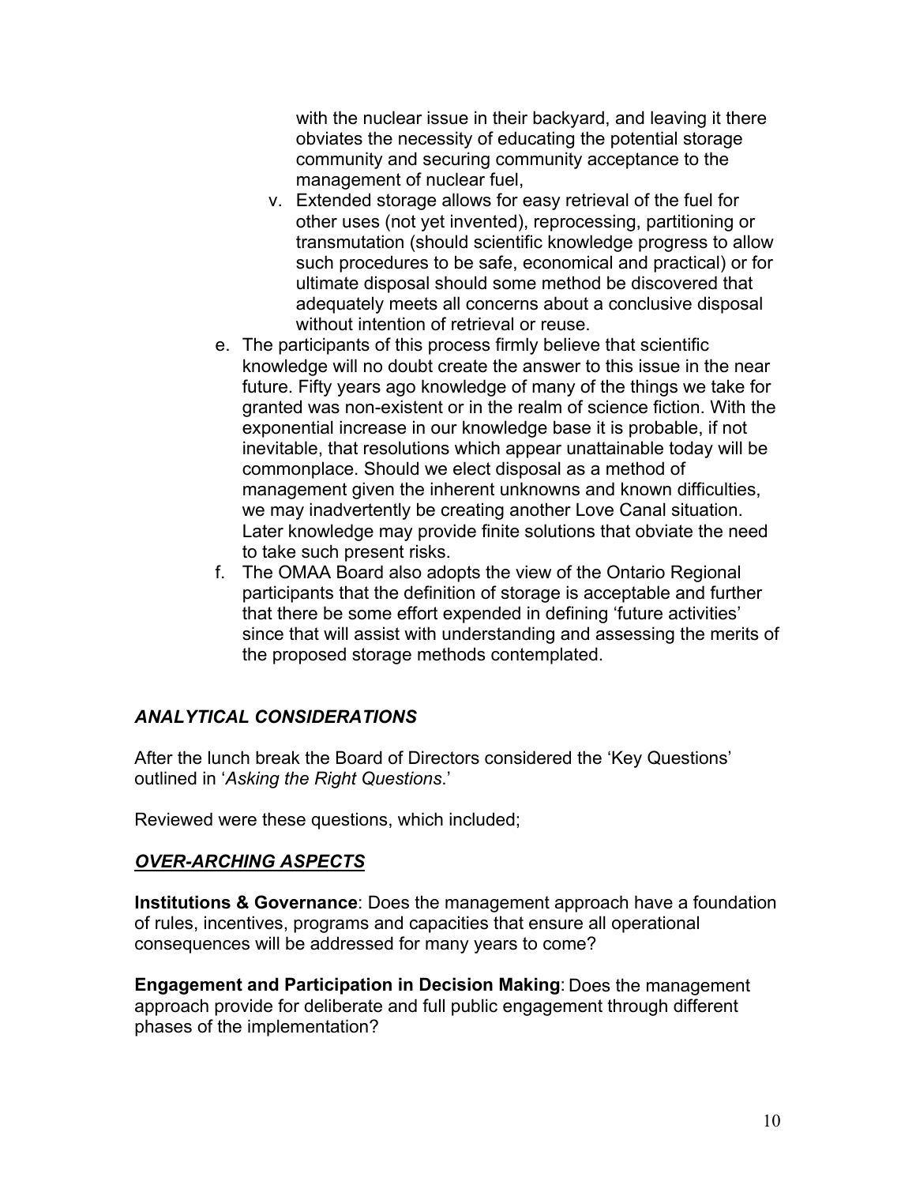with the nuclear issue in their backyard, and leaving it there obviates the necessity of educating the potential storage community and securing community acceptance to the management of nuclear fuel,

   v. Extended storage allows for easy retrieval of the fuel for other uses (not yet invented), reprocessing, partitioning or transmutation (should scientific knowledge progress to allow such procedures to be safe, economical and practical) or for ultimate disposal should some method be discovered that adequately meets all concerns about a conclusive disposal without intention of retrieval or reuse.

e. The participants of this process firmly believe that scientific knowledge will no doubt create the answer to this issue in the near future. Fifty years ago knowledge of many of the things we take for granted was non-existent or in the realm of science fiction. With the exponential increase in our knowledge base it is probable, if not inevitable, that resolutions which appear unattainable today will be commonplace. Should we elect disposal as a method of management given the inherent unknowns and known difficulties, we may inadvertently be creating another Love Canal situation. Later knowledge may provide finite solutions that obviate the need to take such present risks.

f. The OMAA Board also adopts the view of the Ontario Regional participants that the definition of storage is acceptable and further that there be some effort expended in defining 'future activities' since that will assist with understanding and assessing the merits of the proposed storage methods contemplated.

### *ANALYTICAL CONSIDERATIONS*

After the lunch break the Board of Directors considered the 'Key Questions' outlined in '*Asking the Right Questions*.'

Reviewed were these questions, which included;

### ***OVER-ARCHING ASPECTS***

**Institutions & Governance**: Does the management approach have a foundation of rules, incentives, programs and capacities that ensure all operational consequences will be addressed for many years to come?

**Engagement and Participation in Decision Making**: Does the management approach provide for deliberate and full public engagement through different phases of the implementation?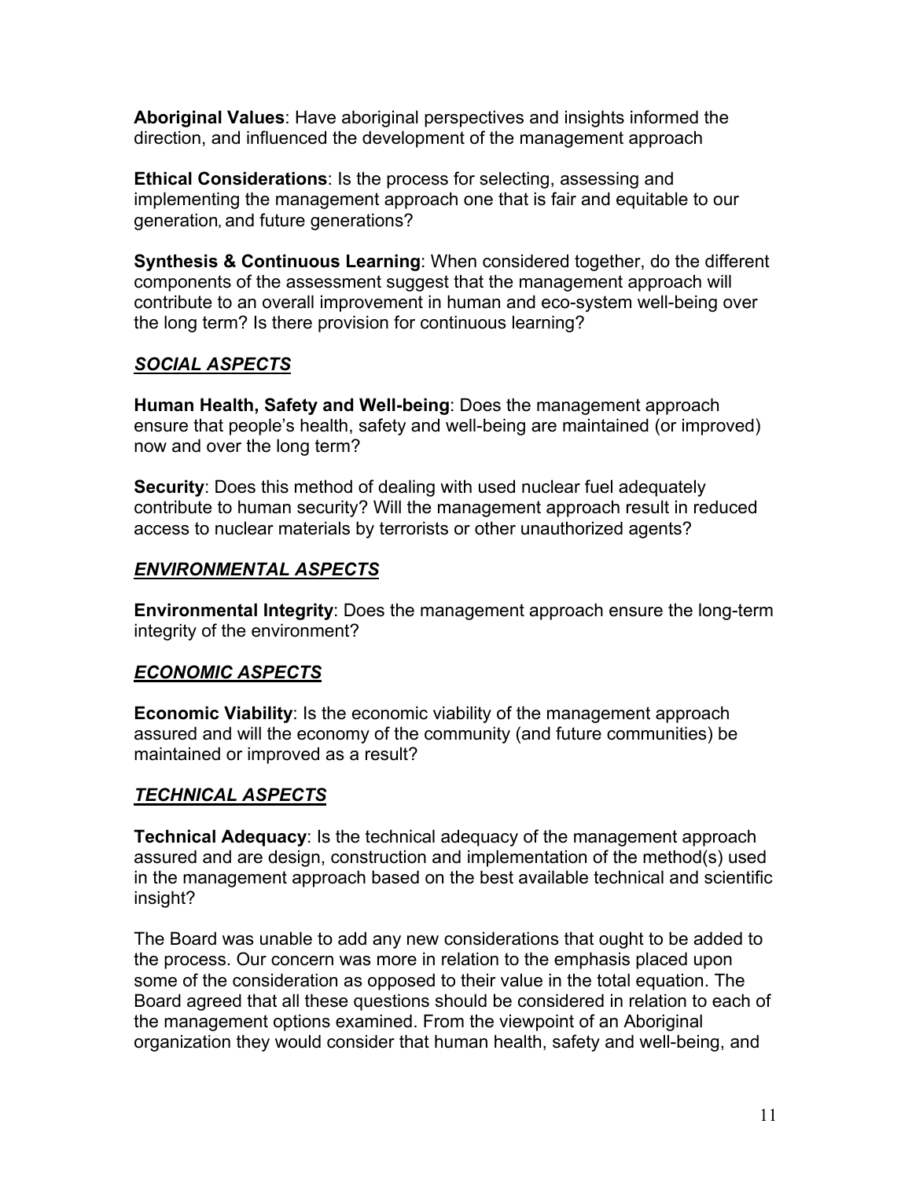**Aboriginal Values**: Have aboriginal perspectives and insights informed the direction, and influenced the development of the management approach

**Ethical Considerations**: Is the process for selecting, assessing and implementing the management approach one that is fair and equitable to our generation, and future generations?

**Synthesis & Continuous Learning**: When considered together, do the different components of the assessment suggest that the management approach will contribute to an overall improvement in human and eco-system well-being over the long term? Is there provision for continuous learning?

***<u>SOCIAL ASPECTS</u>***

**Human Health, Safety and Well-being**: Does the management approach ensure that people's health, safety and well-being are maintained (or improved) now and over the long term?

**Security**: Does this method of dealing with used nuclear fuel adequately contribute to human security? Will the management approach result in reduced access to nuclear materials by terrorists or other unauthorized agents?

***<u>ENVIRONMENTAL ASPECTS</u>***

**Environmental Integrity**: Does the management approach ensure the long-term integrity of the environment?

***<u>ECONOMIC ASPECTS</u>***

**Economic Viability**: Is the economic viability of the management approach assured and will the economy of the community (and future communities) be maintained or improved as a result?

***<u>TECHNICAL ASPECTS</u>***

**Technical Adequacy**: Is the technical adequacy of the management approach assured and are design, construction and implementation of the method(s) used in the management approach based on the best available technical and scientific insight?

The Board was unable to add any new considerations that ought to be added to the process. Our concern was more in relation to the emphasis placed upon some of the consideration as opposed to their value in the total equation. The Board agreed that all these questions should be considered in relation to each of the management options examined. From the viewpoint of an Aboriginal organization they would consider that human health, safety and well-being, and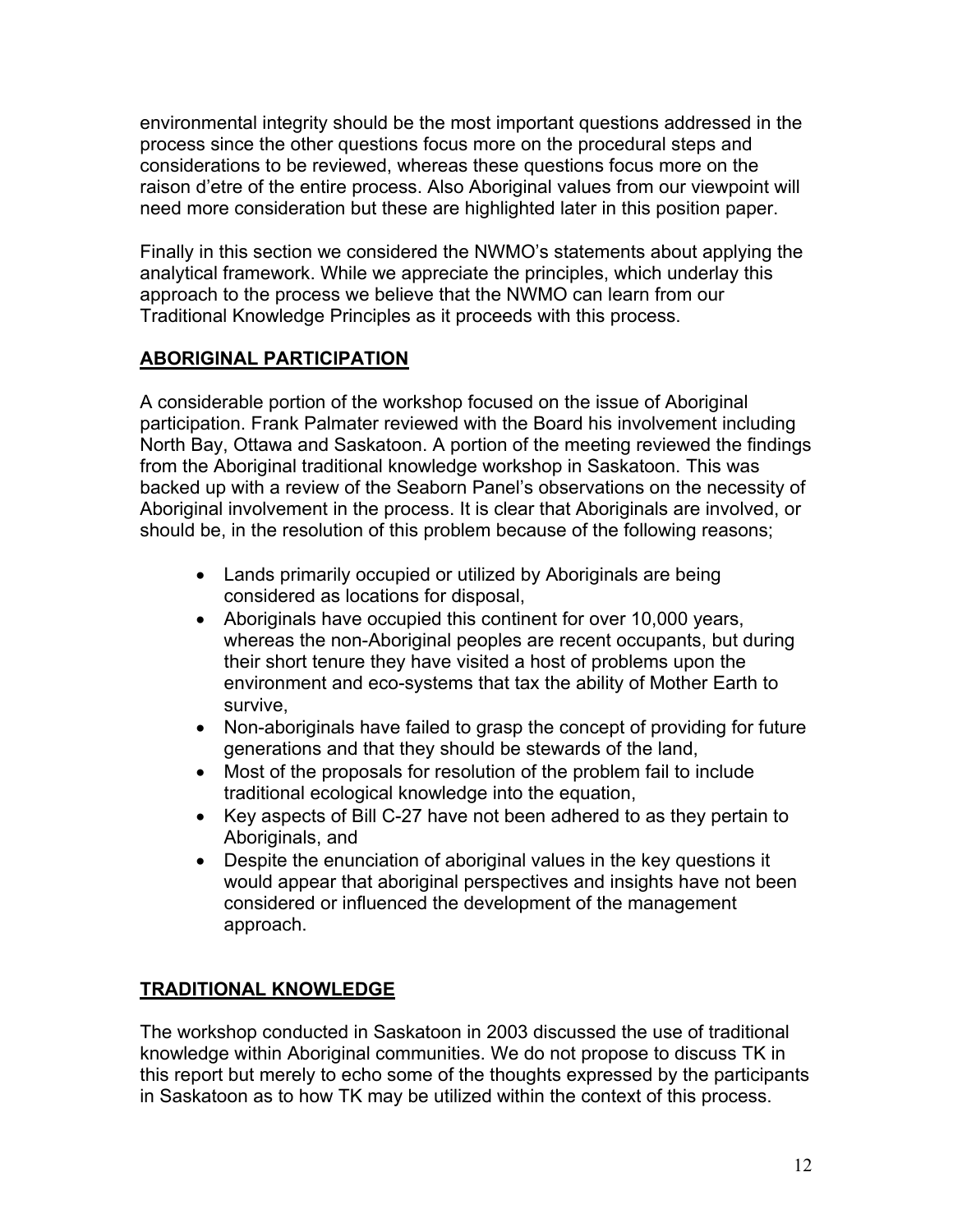environmental integrity should be the most important questions addressed in the process since the other questions focus more on the procedural steps and considerations to be reviewed, whereas these questions focus more on the raison d'etre of the entire process. Also Aboriginal values from our viewpoint will need more consideration but these are highlighted later in this position paper.

Finally in this section we considered the NWMO's statements about applying the analytical framework. While we appreciate the principles, which underlay this approach to the process we believe that the NWMO can learn from our Traditional Knowledge Principles as it proceeds with this process.

## ABORIGINAL PARTICIPATION

A considerable portion of the workshop focused on the issue of Aboriginal participation. Frank Palmater reviewed with the Board his involvement including North Bay, Ottawa and Saskatoon. A portion of the meeting reviewed the findings from the Aboriginal traditional knowledge workshop in Saskatoon. This was backed up with a review of the Seaborn Panel's observations on the necessity of Aboriginal involvement in the process. It is clear that Aboriginals are involved, or should be, in the resolution of this problem because of the following reasons;

- Lands primarily occupied or utilized by Aboriginals are being considered as locations for disposal,
- Aboriginals have occupied this continent for over 10,000 years, whereas the non-Aboriginal peoples are recent occupants, but during their short tenure they have visited a host of problems upon the environment and eco-systems that tax the ability of Mother Earth to survive,
- Non-aboriginals have failed to grasp the concept of providing for future generations and that they should be stewards of the land,
- Most of the proposals for resolution of the problem fail to include traditional ecological knowledge into the equation,
- Key aspects of Bill C-27 have not been adhered to as they pertain to Aboriginals, and
- Despite the enunciation of aboriginal values in the key questions it would appear that aboriginal perspectives and insights have not been considered or influenced the development of the management approach.

## TRADITIONAL KNOWLEDGE

The workshop conducted in Saskatoon in 2003 discussed the use of traditional knowledge within Aboriginal communities. We do not propose to discuss TK in this report but merely to echo some of the thoughts expressed by the participants in Saskatoon as to how TK may be utilized within the context of this process.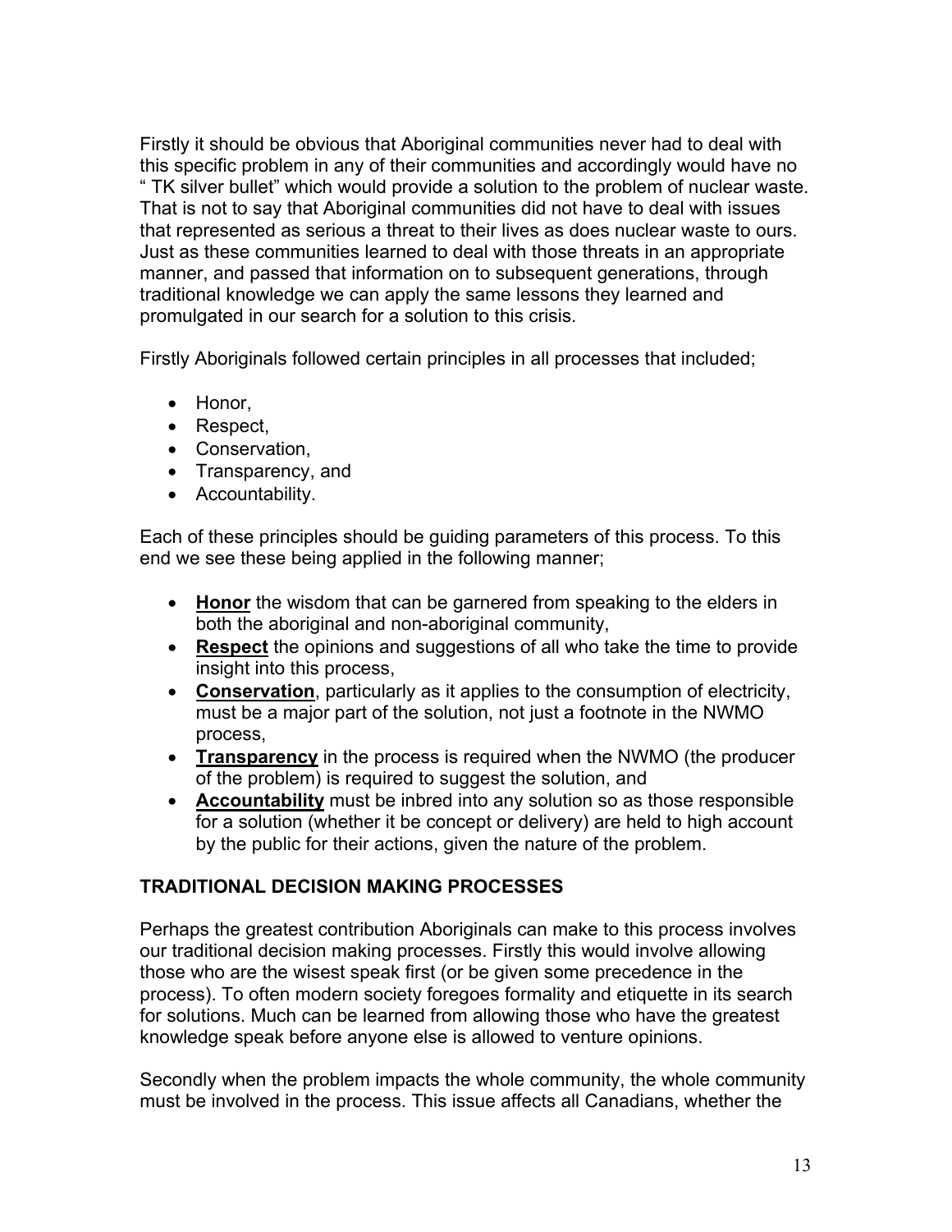Firstly it should be obvious that Aboriginal communities never had to deal with this specific problem in any of their communities and accordingly would have no " TK silver bullet" which would provide a solution to the problem of nuclear waste. That is not to say that Aboriginal communities did not have to deal with issues that represented as serious a threat to their lives as does nuclear waste to ours. Just as these communities learned to deal with those threats in an appropriate manner, and passed that information on to subsequent generations, through traditional knowledge we can apply the same lessons they learned and promulgated in our search for a solution to this crisis.

Firstly Aboriginals followed certain principles in all processes that included;

- Honor,
- Respect,
- Conservation,
- Transparency, and
- Accountability.

Each of these principles should be guiding parameters of this process. To this end we see these being applied in the following manner;

- **Honor** the wisdom that can be garnered from speaking to the elders in both the aboriginal and non-aboriginal community,
- **Respect** the opinions and suggestions of all who take the time to provide insight into this process,
- **Conservation**, particularly as it applies to the consumption of electricity, must be a major part of the solution, not just a footnote in the NWMO process,
- **Transparency** in the process is required when the NWMO (the producer of the problem) is required to suggest the solution, and
- **Accountability** must be inbred into any solution so as those responsible for a solution (whether it be concept or delivery) are held to high account by the public for their actions, given the nature of the problem.

## TRADITIONAL DECISION MAKING PROCESSES

Perhaps the greatest contribution Aboriginals can make to this process involves our traditional decision making processes. Firstly this would involve allowing those who are the wisest speak first (or be given some precedence in the process). To often modern society foregoes formality and etiquette in its search for solutions. Much can be learned from allowing those who have the greatest knowledge speak before anyone else is allowed to venture opinions.

Secondly when the problem impacts the whole community, the whole community must be involved in the process. This issue affects all Canadians, whether the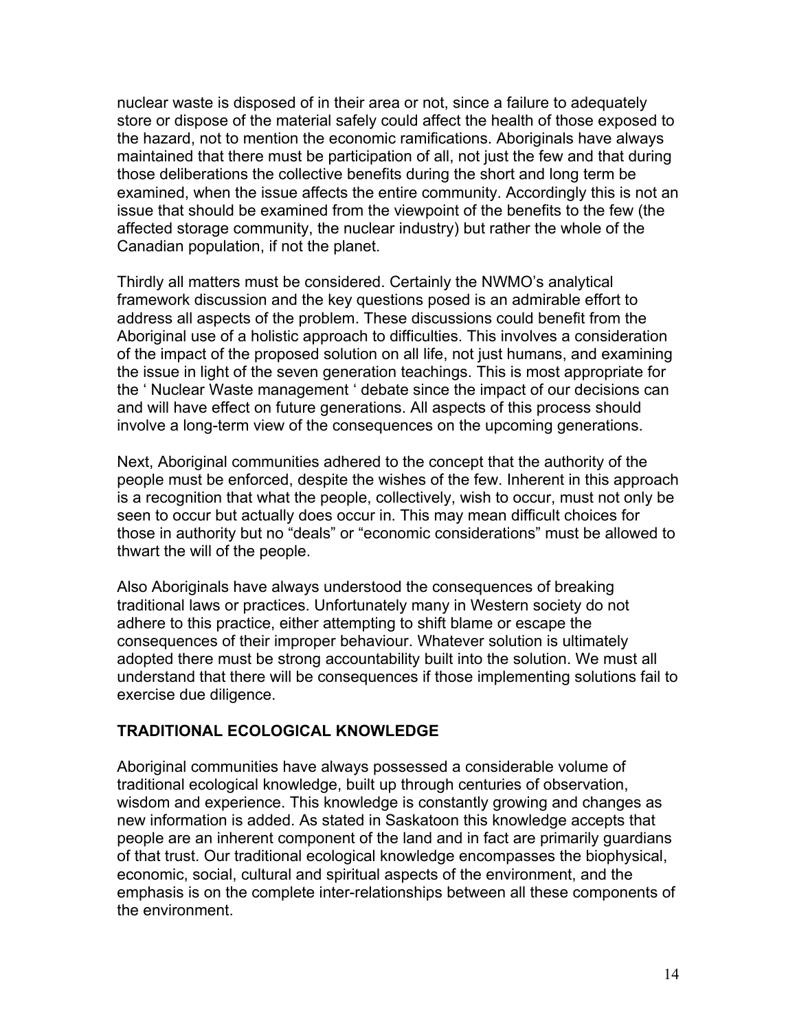nuclear waste is disposed of in their area or not, since a failure to adequately store or dispose of the material safely could affect the health of those exposed to the hazard, not to mention the economic ramifications. Aboriginals have always maintained that there must be participation of all, not just the few and that during those deliberations the collective benefits during the short and long term be examined, when the issue affects the entire community. Accordingly this is not an issue that should be examined from the viewpoint of the benefits to the few (the affected storage community, the nuclear industry) but rather the whole of the Canadian population, if not the planet.

Thirdly all matters must be considered. Certainly the NWMO's analytical framework discussion and the key questions posed is an admirable effort to address all aspects of the problem. These discussions could benefit from the Aboriginal use of a holistic approach to difficulties. This involves a consideration of the impact of the proposed solution on all life, not just humans, and examining the issue in light of the seven generation teachings. This is most appropriate for the ' Nuclear Waste management ' debate since the impact of our decisions can and will have effect on future generations. All aspects of this process should involve a long-term view of the consequences on the upcoming generations.

Next, Aboriginal communities adhered to the concept that the authority of the people must be enforced, despite the wishes of the few. Inherent in this approach is a recognition that what the people, collectively, wish to occur, must not only be seen to occur but actually does occur in. This may mean difficult choices for those in authority but no "deals" or "economic considerations" must be allowed to thwart the will of the people.

Also Aboriginals have always understood the consequences of breaking traditional laws or practices. Unfortunately many in Western society do not adhere to this practice, either attempting to shift blame or escape the consequences of their improper behaviour. Whatever solution is ultimately adopted there must be strong accountability built into the solution. We must all understand that there will be consequences if those implementing solutions fail to exercise due diligence.

## TRADITIONAL ECOLOGICAL KNOWLEDGE

Aboriginal communities have always possessed a considerable volume of traditional ecological knowledge, built up through centuries of observation, wisdom and experience. This knowledge is constantly growing and changes as new information is added. As stated in Saskatoon this knowledge accepts that people are an inherent component of the land and in fact are primarily guardians of that trust. Our traditional ecological knowledge encompasses the biophysical, economic, social, cultural and spiritual aspects of the environment, and the emphasis is on the complete inter-relationships between all these components of the environment.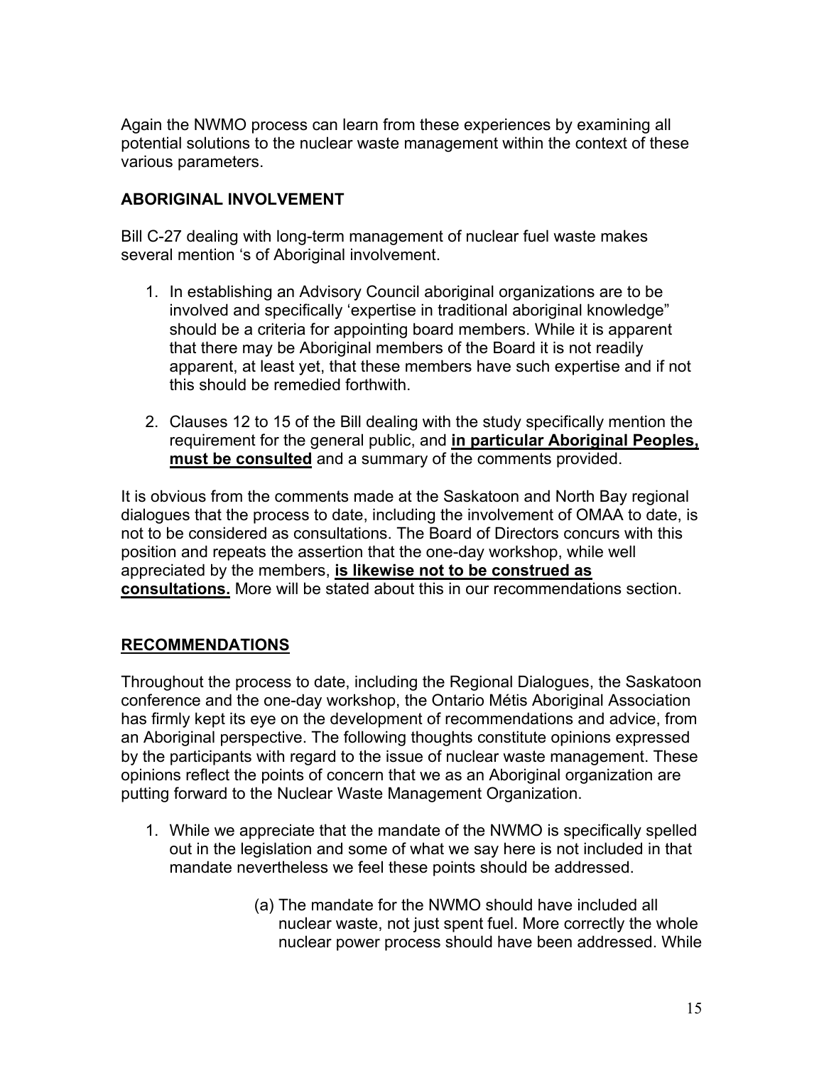Again the NWMO process can learn from these experiences by examining all potential solutions to the nuclear waste management within the context of these various parameters.

## ABORIGINAL INVOLVEMENT

Bill C-27 dealing with long-term management of nuclear fuel waste makes several mention 's of Aboriginal involvement.

1. In establishing an Advisory Council aboriginal organizations are to be involved and specifically 'expertise in traditional aboriginal knowledge" should be a criteria for appointing board members. While it is apparent that there may be Aboriginal members of the Board it is not readily apparent, at least yet, that these members have such expertise and if not this should be remedied forthwith.

2. Clauses 12 to 15 of the Bill dealing with the study specifically mention the requirement for the general public, and **in particular Aboriginal Peoples, must be consulted** and a summary of the comments provided.

It is obvious from the comments made at the Saskatoon and North Bay regional dialogues that the process to date, including the involvement of OMAA to date, is not to be considered as consultations. The Board of Directors concurs with this position and repeats the assertion that the one-day workshop, while well appreciated by the members, **is likewise not to be construed as consultations.** More will be stated about this in our recommendations section.

## RECOMMENDATIONS

Throughout the process to date, including the Regional Dialogues, the Saskatoon conference and the one-day workshop, the Ontario Métis Aboriginal Association has firmly kept its eye on the development of recommendations and advice, from an Aboriginal perspective. The following thoughts constitute opinions expressed by the participants with regard to the issue of nuclear waste management. These opinions reflect the points of concern that we as an Aboriginal organization are putting forward to the Nuclear Waste Management Organization.

1. While we appreciate that the mandate of the NWMO is specifically spelled out in the legislation and some of what we say here is not included in that mandate nevertheless we feel these points should be addressed.

   (a) The mandate for the NWMO should have included all nuclear waste, not just spent fuel. More correctly the whole nuclear power process should have been addressed. While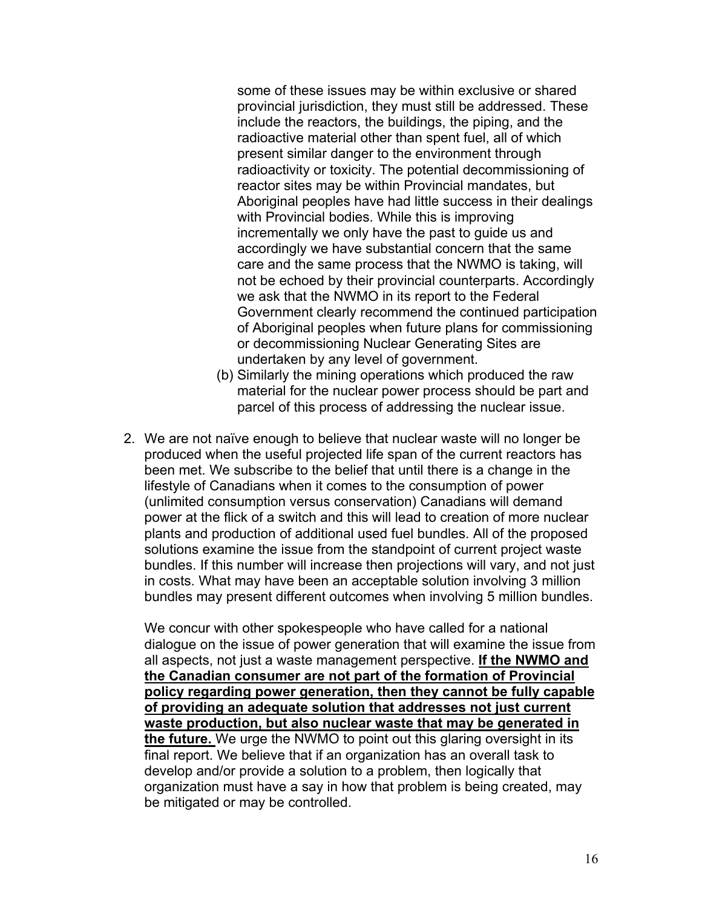some of these issues may be within exclusive or shared provincial jurisdiction, they must still be addressed. These include the reactors, the buildings, the piping, and the radioactive material other than spent fuel, all of which present similar danger to the environment through radioactivity or toxicity. The potential decommissioning of reactor sites may be within Provincial mandates, but Aboriginal peoples have had little success in their dealings with Provincial bodies. While this is improving incrementally we only have the past to guide us and accordingly we have substantial concern that the same care and the same process that the NWMO is taking, will not be echoed by their provincial counterparts. Accordingly we ask that the NWMO in its report to the Federal Government clearly recommend the continued participation of Aboriginal peoples when future plans for commissioning or decommissioning Nuclear Generating Sites are undertaken by any level of government.

(b) Similarly the mining operations which produced the raw material for the nuclear power process should be part and parcel of this process of addressing the nuclear issue.

2. We are not naïve enough to believe that nuclear waste will no longer be produced when the useful projected life span of the current reactors has been met. We subscribe to the belief that until there is a change in the lifestyle of Canadians when it comes to the consumption of power (unlimited consumption versus conservation) Canadians will demand power at the flick of a switch and this will lead to creation of more nuclear plants and production of additional used fuel bundles. All of the proposed solutions examine the issue from the standpoint of current project waste bundles. If this number will increase then projections will vary, and not just in costs. What may have been an acceptable solution involving 3 million bundles may present different outcomes when involving 5 million bundles.

   We concur with other spokespeople who have called for a national dialogue on the issue of power generation that will examine the issue from all aspects, not just a waste management perspective. **<u>If the NWMO and the Canadian consumer are not part of the formation of Provincial policy regarding power generation, then they cannot be fully capable of providing an adequate solution that addresses not just current waste production, but also nuclear waste that may be generated in the future.</u>** We urge the NWMO to point out this glaring oversight in its final report. We believe that if an organization has an overall task to develop and/or provide a solution to a problem, then logically that organization must have a say in how that problem is being created, may be mitigated or may be controlled.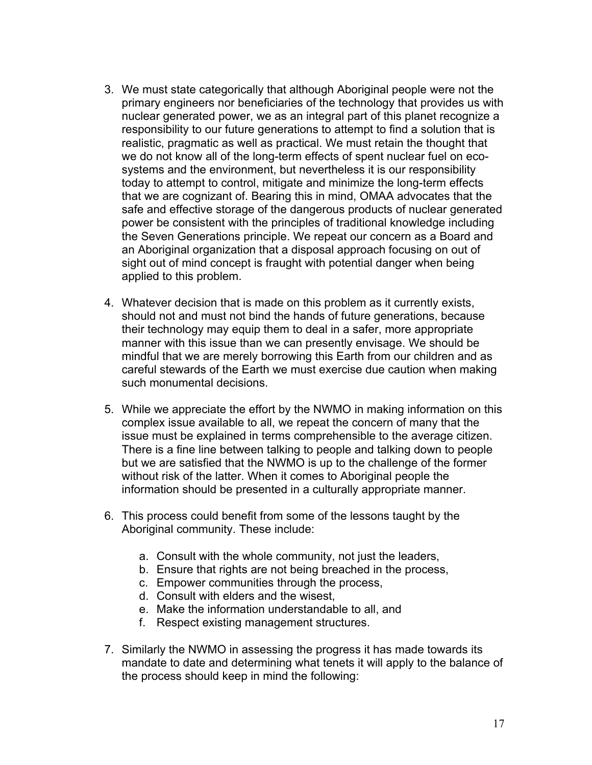3. We must state categorically that although Aboriginal people were not the primary engineers nor beneficiaries of the technology that provides us with nuclear generated power, we as an integral part of this planet recognize a responsibility to our future generations to attempt to find a solution that is realistic, pragmatic as well as practical. We must retain the thought that we do not know all of the long-term effects of spent nuclear fuel on eco-systems and the environment, but nevertheless it is our responsibility today to attempt to control, mitigate and minimize the long-term effects that we are cognizant of. Bearing this in mind, OMAA advocates that the safe and effective storage of the dangerous products of nuclear generated power be consistent with the principles of traditional knowledge including the Seven Generations principle. We repeat our concern as a Board and an Aboriginal organization that a disposal approach focusing on out of sight out of mind concept is fraught with potential danger when being applied to this problem.

4. Whatever decision that is made on this problem as it currently exists, should not and must not bind the hands of future generations, because their technology may equip them to deal in a safer, more appropriate manner with this issue than we can presently envisage. We should be mindful that we are merely borrowing this Earth from our children and as careful stewards of the Earth we must exercise due caution when making such monumental decisions.

5. While we appreciate the effort by the NWMO in making information on this complex issue available to all, we repeat the concern of many that the issue must be explained in terms comprehensible to the average citizen. There is a fine line between talking to people and talking down to people but we are satisfied that the NWMO is up to the challenge of the former without risk of the latter. When it comes to Aboriginal people the information should be presented in a culturally appropriate manner.

6. This process could benefit from some of the lessons taught by the Aboriginal community. These include:

    a. Consult with the whole community, not just the leaders,
    b. Ensure that rights are not being breached in the process,
    c. Empower communities through the process,
    d. Consult with elders and the wisest,
    e. Make the information understandable to all, and
    f. Respect existing management structures.

7. Similarly the NWMO in assessing the progress it has made towards its mandate to date and determining what tenets it will apply to the balance of the process should keep in mind the following: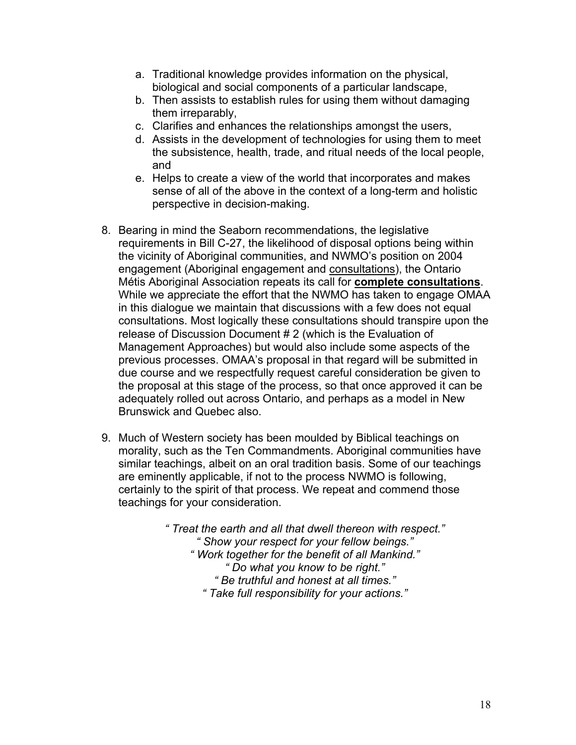a. Traditional knowledge provides information on the physical, biological and social components of a particular landscape,
   b. Then assists to establish rules for using them without damaging them irreparably,
   c. Clarifies and enhances the relationships amongst the users,
   d. Assists in the development of technologies for using them to meet the subsistence, health, trade, and ritual needs of the local people, and
   e. Helps to create a view of the world that incorporates and makes sense of all of the above in the context of a long-term and holistic perspective in decision-making.

8. Bearing in mind the Seaborn recommendations, the legislative requirements in Bill C-27, the likelihood of disposal options being within the vicinity of Aboriginal communities, and NWMO's position on 2004 engagement (Aboriginal engagement and <u>consultations</u>), the Ontario Métis Aboriginal Association repeats its call for <u>**complete consultations**</u>. While we appreciate the effort that the NWMO has taken to engage OMAA in this dialogue we maintain that discussions with a few does not equal consultations. Most logically these consultations should transpire upon the release of Discussion Document # 2 (which is the Evaluation of Management Approaches) but would also include some aspects of the previous processes. OMAA's proposal in that regard will be submitted in due course and we respectfully request careful consideration be given to the proposal at this stage of the process, so that once approved it can be adequately rolled out across Ontario, and perhaps as a model in New Brunswick and Quebec also.

9. Much of Western society has been moulded by Biblical teachings on morality, such as the Ten Commandments. Aboriginal communities have similar teachings, albeit on an oral tradition basis. Some of our teachings are eminently applicable, if not to the process NWMO is following, certainly to the spirit of that process. We repeat and commend those teachings for your consideration.

*" Treat the earth and all that dwell thereon with respect."*
*" Show your respect for your fellow beings."*
*" Work together for the benefit of all Mankind."*
*" Do what you know to be right."*
*" Be truthful and honest at all times."*
*" Take full responsibility for your actions."*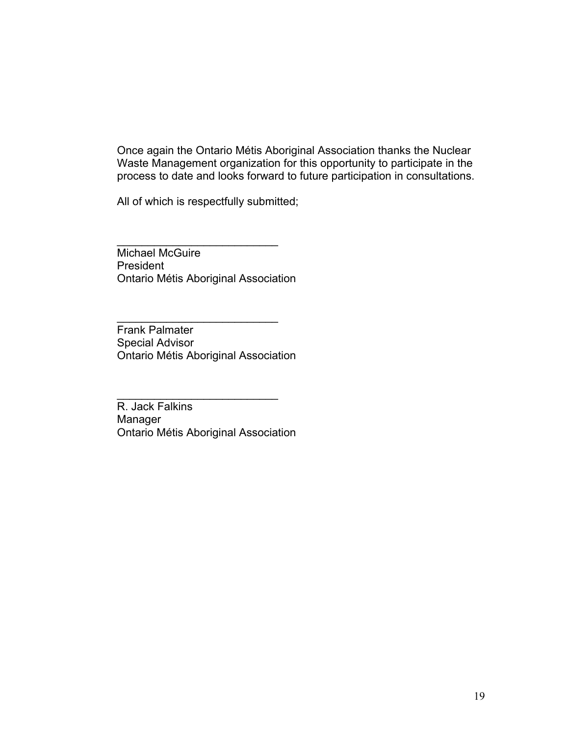Once again the Ontario Métis Aboriginal Association thanks the Nuclear Waste Management organization for this opportunity to participate in the process to date and looks forward to future participation in consultations.

All of which is respectfully submitted;

\_\_\_\_\_\_\_\_\_\_\_\_\_\_\_\_\_\_\_\_\_\_\_\_\_\_
Michael McGuire
President
Ontario Métis Aboriginal Association

\_\_\_\_\_\_\_\_\_\_\_\_\_\_\_\_\_\_\_\_\_\_\_\_\_\_
Frank Palmater
Special Advisor
Ontario Métis Aboriginal Association

\_\_\_\_\_\_\_\_\_\_\_\_\_\_\_\_\_\_\_\_\_\_\_\_\_\_
R. Jack Falkins
Manager
Ontario Métis Aboriginal Association